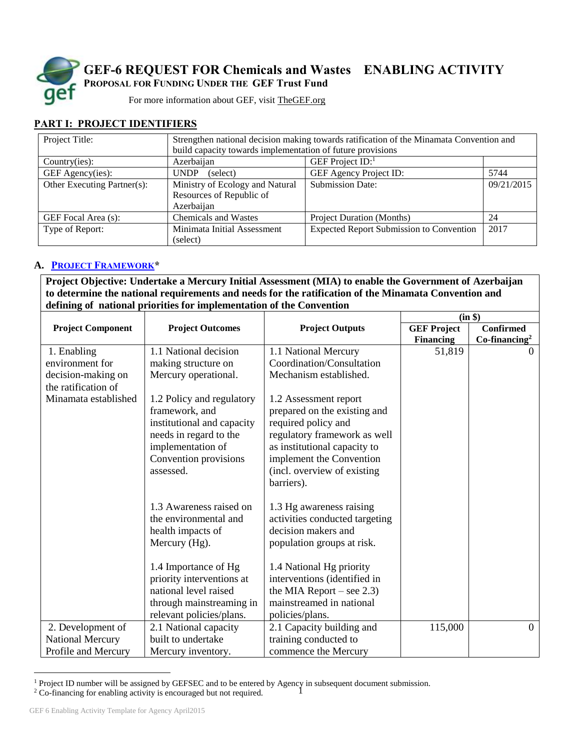# GEF-6 REQUEST FOR Chemicals and Wastes ENABLING ACTIVITY

**PROPOSAL FOR FUNDING UNDER THE GEF Trust Fund**

For more information about GEF, visit TheGEF.org

## PART I: PROJECT IDENTIFIERS

| Project Title: | Strengthen national decision making towards ratification of the Minamata Convention and build capacity towards implementation of future provisions | | |
|---|---|---|---|
| Country(ies): | Azerbaijan | GEF Project ID:[1] | |
| GEF Agency(ies): | UNDP (select) | GEF Agency Project ID: | 5744 |
| Other Executing Partner(s): | Ministry of Ecology and Natural Resources of Republic of Azerbaijan | Submission Date: | 09/21/2015 |
| GEF Focal Area (s): | Chemicals and Wastes | Project Duration (Months) | 24 |
| Type of Report: | Minimata Initial Assessment (select) | Expected Report Submission to Convention | 2017 |

### A. PROJECT FRAMEWORK*

**Project Objective: Undertake a Mercury Initial Assessment (MIA) to enable the Government of Azerbaijan to determine the national requirements and needs for the ratification of the Minamata Convention and defining of national priorities for implementation of the Convention**

| Project Component | Project Outcomes | Project Outputs | (in $) | |
|---|---|---|---|---|
| | | | **GEF Project Financing** | **Confirmed Co-financing[2]** |
| 1. Enabling environment for decision-making on the ratification of Minamata established | 1.1 National decision making structure on Mercury operational.<br><br>1.2 Policy and regulatory framework, and institutional and capacity needs in regard to the implementation of Convention provisions assessed.<br><br>1.3 Awareness raised on the environmental and health impacts of Mercury (Hg).<br><br>1.4 Importance of Hg priority interventions at national level raised through mainstreaming in relevant policies/plans. | 1.1 National Mercury Coordination/Consultation Mechanism established.<br><br>1.2 Assessment report prepared on the existing and required policy and regulatory framework as well as institutional capacity to implement the Convention (incl. overview of existing barriers).<br><br>1.3 Hg awareness raising activities conducted targeting decision makers and population groups at risk.<br><br>1.4 National Hg priority interventions (identified in the MIA Report – see 2.3) mainstreamed in national policies/plans. | 51,819 | 0 |
| 2. Development of National Mercury Profile and Mercury | 2.1 National capacity built to undertake Mercury inventory. | 2.1 Capacity building and training conducted to commence the Mercury | 115,000 | 0 |

[1] Project ID number will be assigned by GEFSEC and to be entered by Agency in subsequent document submission.
[2] Co-financing for enabling activity is encouraged but not required.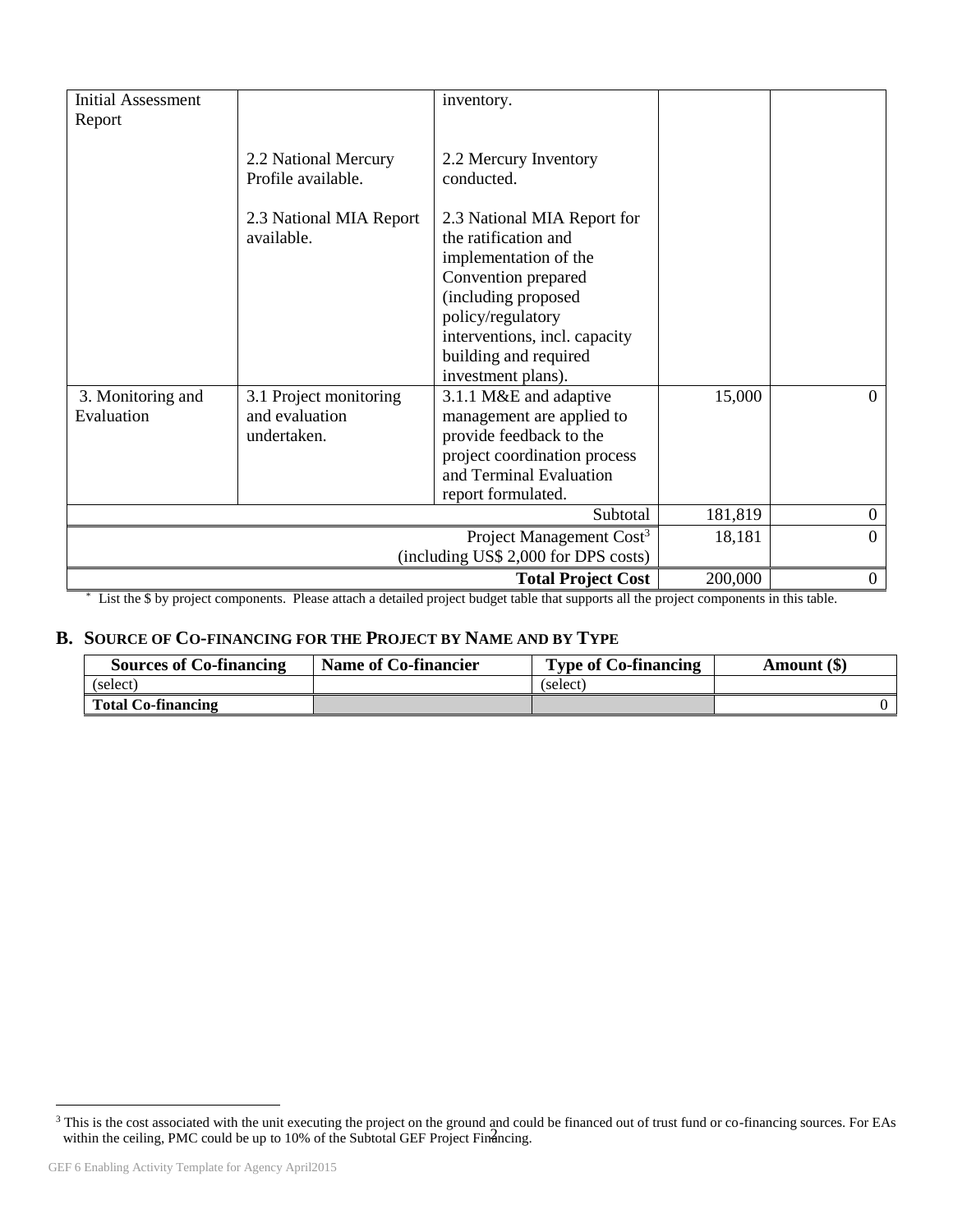| | | | | |
|---|---|---|---|---|
| Initial Assessment Report | 2.2 National Mercury Profile available.<br><br>2.3 National MIA Report available. | inventory.<br><br>2.2 Mercury Inventory conducted.<br><br>2.3 National MIA Report for the ratification and implementation of the Convention prepared (including proposed policy/regulatory interventions, incl. capacity building and required investment plans). | | |
| 3. Monitoring and Evaluation | 3.1 Project monitoring and evaluation undertaken. | 3.1.1 M&E and adaptive management are applied to provide feedback to the project coordination process and Terminal Evaluation report formulated. | 15,000 | 0 |
| | | Subtotal | 181,819 | 0 |
| | | Project Management Cost[3] (including US$ 2,000 for DPS costs) | 18,181 | 0 |
| | | **Total Project Cost** | 200,000 | 0 |

* List the $ by project components. Please attach a detailed project budget table that supports all the project components in this table.

## B. Source of Co-financing for the Project by Name and by Type

| Sources of Co-financing | Name of Co-financier | Type of Co-financing | Amount ($) |
|---|---|---|---|
| (select) | | (select) | |
| **Total Co-financing** | | | 0 |

[3] This is the cost associated with the unit executing the project on the ground and could be financed out of trust fund or co-financing sources. For EAs within the ceiling, PMC could be up to 10% of the Subtotal GEF Project Financing.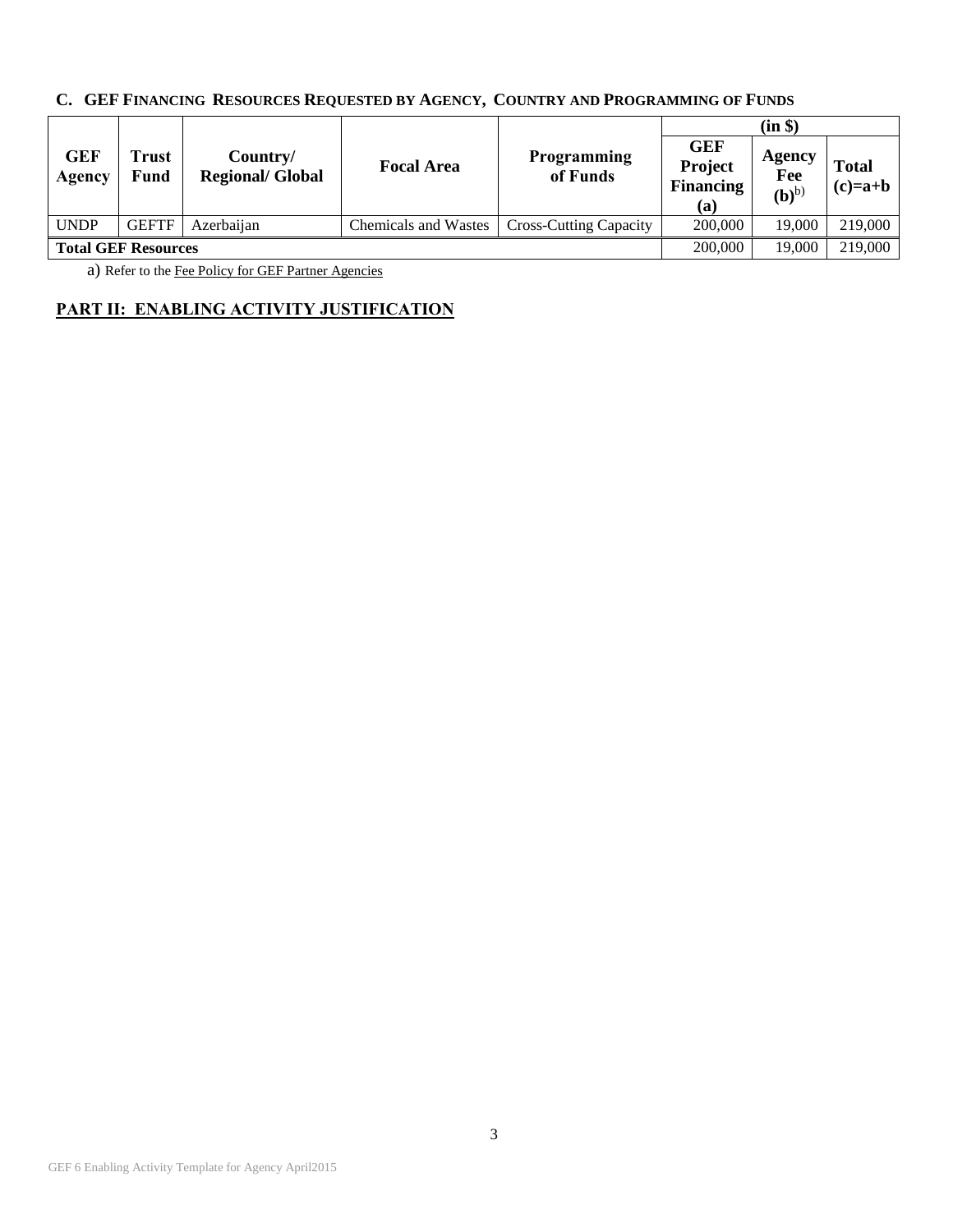### C. GEF Financing Resources Requested by Agency, Country and Programming of Funds

| GEF Agency | Trust Fund | Country/ Regional/ Global | Focal Area | Programming of Funds | (in $) | | |
|---|---|---|---|---|---|---|---|
| | | | | | GEF Project Financing (a) | Agency Fee (b)[b)] | Total (c)=a+b |
| UNDP | GEFTF | Azerbaijan | Chemicals and Wastes | Cross-Cutting Capacity | 200,000 | 19,000 | 219,000 |
| **Total GEF Resources** | | | | | 200,000 | 19,000 | 219,000 |

a) Refer to the Fee Policy for GEF Partner Agencies

## PART II: ENABLING ACTIVITY JUSTIFICATION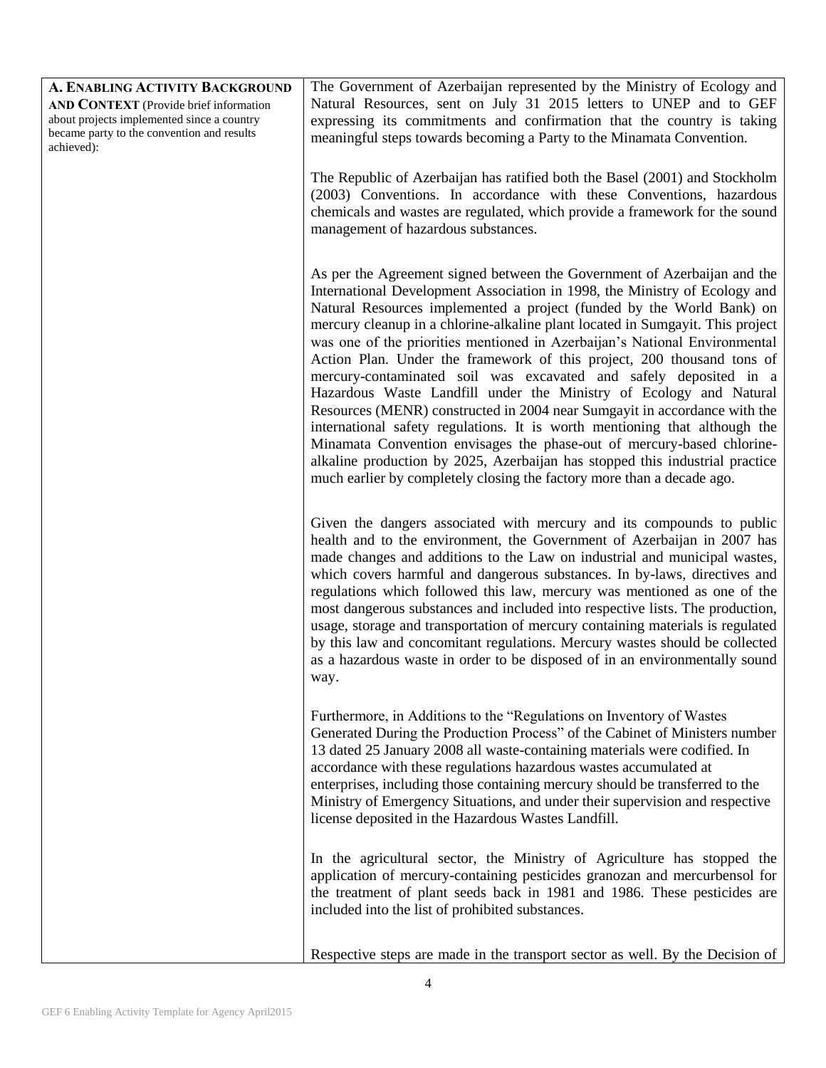| **A. ENABLING ACTIVITY BACKGROUND AND CONTEXT** (Provide brief information about projects implemented since a country became party to the convention and results achieved): | The Government of Azerbaijan represented by the Ministry of Ecology and Natural Resources, sent on July 31 2015 letters to UNEP and to GEF expressing its commitments and confirmation that the country is taking meaningful steps towards becoming a Party to the Minamata Convention.<br><br>The Republic of Azerbaijan has ratified both the Basel (2001) and Stockholm (2003) Conventions. In accordance with these Conventions, hazardous chemicals and wastes are regulated, which provide a framework for the sound management of hazardous substances.<br><br>As per the Agreement signed between the Government of Azerbaijan and the International Development Association in 1998, the Ministry of Ecology and Natural Resources implemented a project (funded by the World Bank) on mercury cleanup in a chlorine-alkaline plant located in Sumgayit. This project was one of the priorities mentioned in Azerbaijan's National Environmental Action Plan. Under the framework of this project, 200 thousand tons of mercury-contaminated soil was excavated and safely deposited in a Hazardous Waste Landfill under the Ministry of Ecology and Natural Resources (MENR) constructed in 2004 near Sumgayit in accordance with the international safety regulations. It is worth mentioning that although the Minamata Convention envisages the phase-out of mercury-based chlorine-alkaline production by 2025, Azerbaijan has stopped this industrial practice much earlier by completely closing the factory more than a decade ago.<br><br>Given the dangers associated with mercury and its compounds to public health and to the environment, the Government of Azerbaijan in 2007 has made changes and additions to the Law on industrial and municipal wastes, which covers harmful and dangerous substances. In by-laws, directives and regulations which followed this law, mercury was mentioned as one of the most dangerous substances and included into respective lists. The production, usage, storage and transportation of mercury containing materials is regulated by this law and concomitant regulations. Mercury wastes should be collected as a hazardous waste in order to be disposed of in an environmentally sound way.<br><br>Furthermore, in Additions to the "Regulations on Inventory of Wastes Generated During the Production Process" of the Cabinet of Ministers number 13 dated 25 January 2008 all waste-containing materials were codified. In accordance with these regulations hazardous wastes accumulated at enterprises, including those containing mercury should be transferred to the Ministry of Emergency Situations, and under their supervision and respective license deposited in the Hazardous Wastes Landfill.<br><br>In the agricultural sector, the Ministry of Agriculture has stopped the application of mercury-containing pesticides granozan and mercurbensol for the treatment of plant seeds back in 1981 and 1986. These pesticides are included into the list of prohibited substances.<br><br>Respective steps are made in the transport sector as well. By the Decision of |
| --- | --- |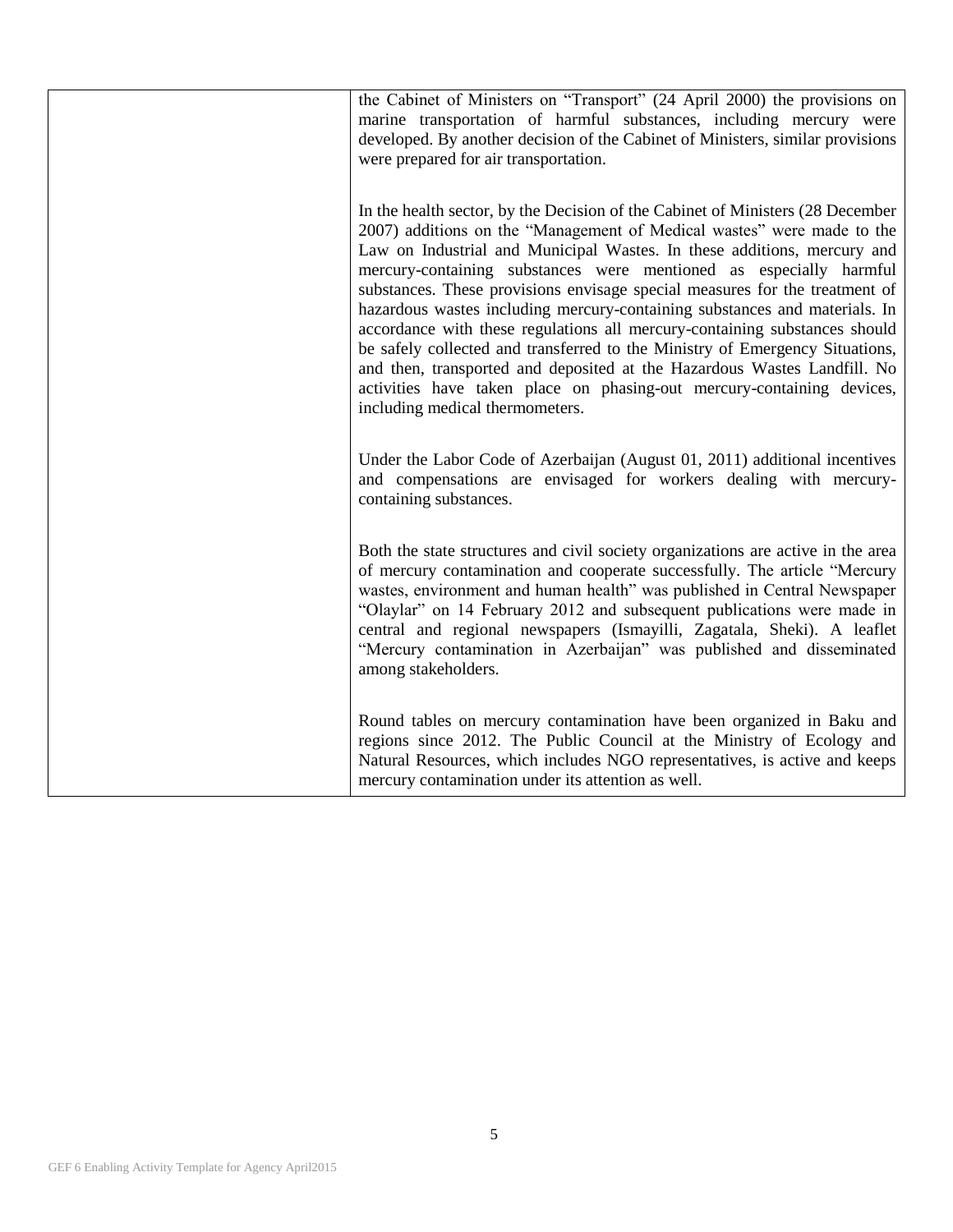| | |
|---|---|
| | the Cabinet of Ministers on "Transport" (24 April 2000) the provisions on marine transportation of harmful substances, including mercury were developed. By another decision of the Cabinet of Ministers, similar provisions were prepared for air transportation.<br><br>In the health sector, by the Decision of the Cabinet of Ministers (28 December 2007) additions on the "Management of Medical wastes" were made to the Law on Industrial and Municipal Wastes. In these additions, mercury and mercury-containing substances were mentioned as especially harmful substances. These provisions envisage special measures for the treatment of hazardous wastes including mercury-containing substances and materials. In accordance with these regulations all mercury-containing substances should be safely collected and transferred to the Ministry of Emergency Situations, and then, transported and deposited at the Hazardous Wastes Landfill. No activities have taken place on phasing-out mercury-containing devices, including medical thermometers.<br><br>Under the Labor Code of Azerbaijan (August 01, 2011) additional incentives and compensations are envisaged for workers dealing with mercury-containing substances.<br><br>Both the state structures and civil society organizations are active in the area of mercury contamination and cooperate successfully. The article "Mercury wastes, environment and human health" was published in Central Newspaper "Olaylar" on 14 February 2012 and subsequent publications were made in central and regional newspapers (Ismayilli, Zagatala, Sheki). A leaflet "Mercury contamination in Azerbaijan" was published and disseminated among stakeholders.<br><br>Round tables on mercury contamination have been organized in Baku and regions since 2012. The Public Council at the Ministry of Ecology and Natural Resources, which includes NGO representatives, is active and keeps mercury contamination under its attention as well. |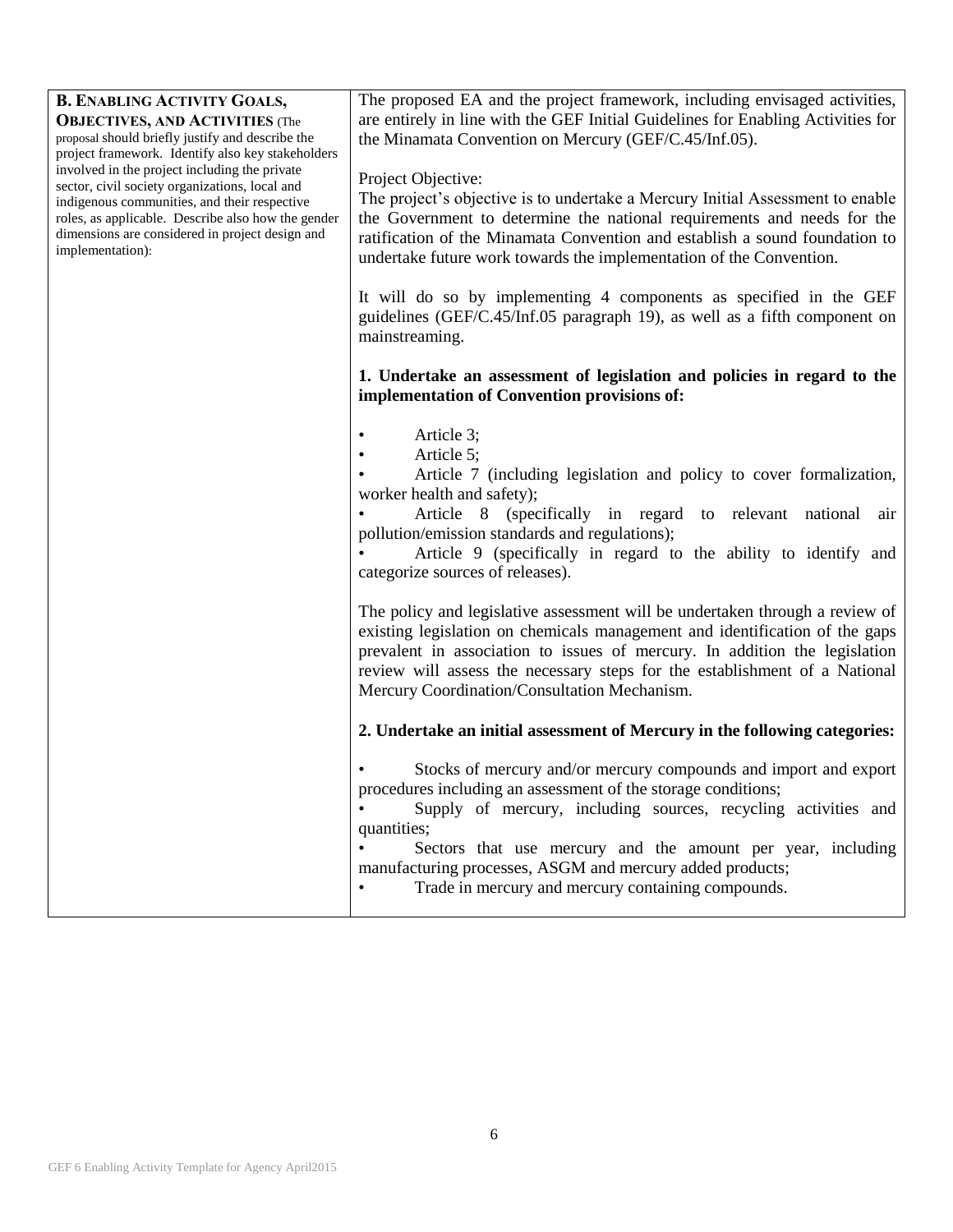| **B. Enabling Activity Goals, Objectives, and Activities** (The proposal should briefly justify and describe the project framework. Identify also key stakeholders involved in the project including the private sector, civil society organizations, local and indigenous communities, and their respective roles, as applicable. Describe also how the gender dimensions are considered in project design and implementation): | The proposed EA and the project framework, including envisaged activities, are entirely in line with the GEF Initial Guidelines for Enabling Activities for the Minamata Convention on Mercury (GEF/C.45/Inf.05).<br><br>Project Objective:<br>The project's objective is to undertake a Mercury Initial Assessment to enable the Government to determine the national requirements and needs for the ratification of the Minamata Convention and establish a sound foundation to undertake future work towards the implementation of the Convention.<br><br>It will do so by implementing 4 components as specified in the GEF guidelines (GEF/C.45/Inf.05 paragraph 19), as well as a fifth component on mainstreaming.<br><br>**1. Undertake an assessment of legislation and policies in regard to the implementation of Convention provisions of:**<br><br>• Article 3;<br>• Article 5;<br>• Article 7 (including legislation and policy to cover formalization, worker health and safety);<br>• Article 8 (specifically in regard to relevant national air pollution/emission standards and regulations);<br>• Article 9 (specifically in regard to the ability to identify and categorize sources of releases).<br><br>The policy and legislative assessment will be undertaken through a review of existing legislation on chemicals management and identification of the gaps prevalent in association to issues of mercury. In addition the legislation review will assess the necessary steps for the establishment of a National Mercury Coordination/Consultation Mechanism.<br><br>**2. Undertake an initial assessment of Mercury in the following categories:**<br><br>• Stocks of mercury and/or mercury compounds and import and export procedures including an assessment of the storage conditions;<br>• Supply of mercury, including sources, recycling activities and quantities;<br>• Sectors that use mercury and the amount per year, including manufacturing processes, ASGM and mercury added products;<br>• Trade in mercury and mercury containing compounds. |
|---|---|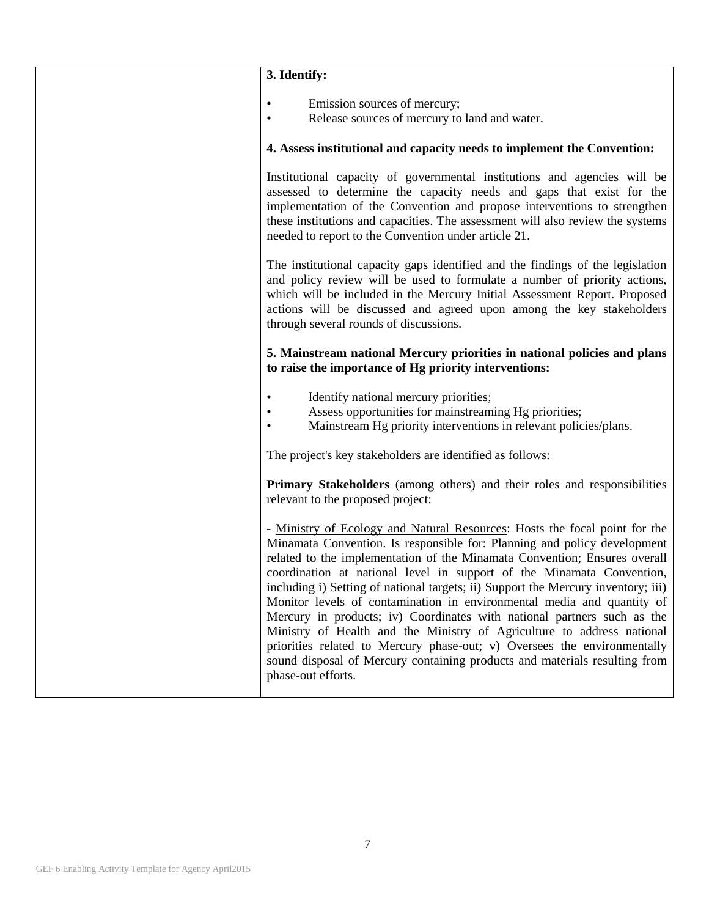| | **3. Identify:**<br><br>• Emission sources of mercury;<br>• Release sources of mercury to land and water.<br><br>**4. Assess institutional and capacity needs to implement the Convention:**<br><br>Institutional capacity of governmental institutions and agencies will be assessed to determine the capacity needs and gaps that exist for the implementation of the Convention and propose interventions to strengthen these institutions and capacities. The assessment will also review the systems needed to report to the Convention under article 21.<br><br>The institutional capacity gaps identified and the findings of the legislation and policy review will be used to formulate a number of priority actions, which will be included in the Mercury Initial Assessment Report. Proposed actions will be discussed and agreed upon among the key stakeholders through several rounds of discussions.<br><br>**5. Mainstream national Mercury priorities in national policies and plans to raise the importance of Hg priority interventions:**<br><br>• Identify national mercury priorities;<br>• Assess opportunities for mainstreaming Hg priorities;<br>• Mainstream Hg priority interventions in relevant policies/plans.<br><br>The project's key stakeholders are identified as follows:<br><br>**Primary Stakeholders** (among others) and their roles and responsibilities relevant to the proposed project:<br><br>- Ministry of Ecology and Natural Resources: Hosts the focal point for the Minamata Convention. Is responsible for: Planning and policy development related to the implementation of the Minamata Convention; Ensures overall coordination at national level in support of the Minamata Convention, including i) Setting of national targets; ii) Support the Mercury inventory; iii) Monitor levels of contamination in environmental media and quantity of Mercury in products; iv) Coordinates with national partners such as the Ministry of Health and the Ministry of Agriculture to address national priorities related to Mercury phase-out; v) Oversees the environmentally sound disposal of Mercury containing products and materials resulting from phase-out efforts. |
|---|---|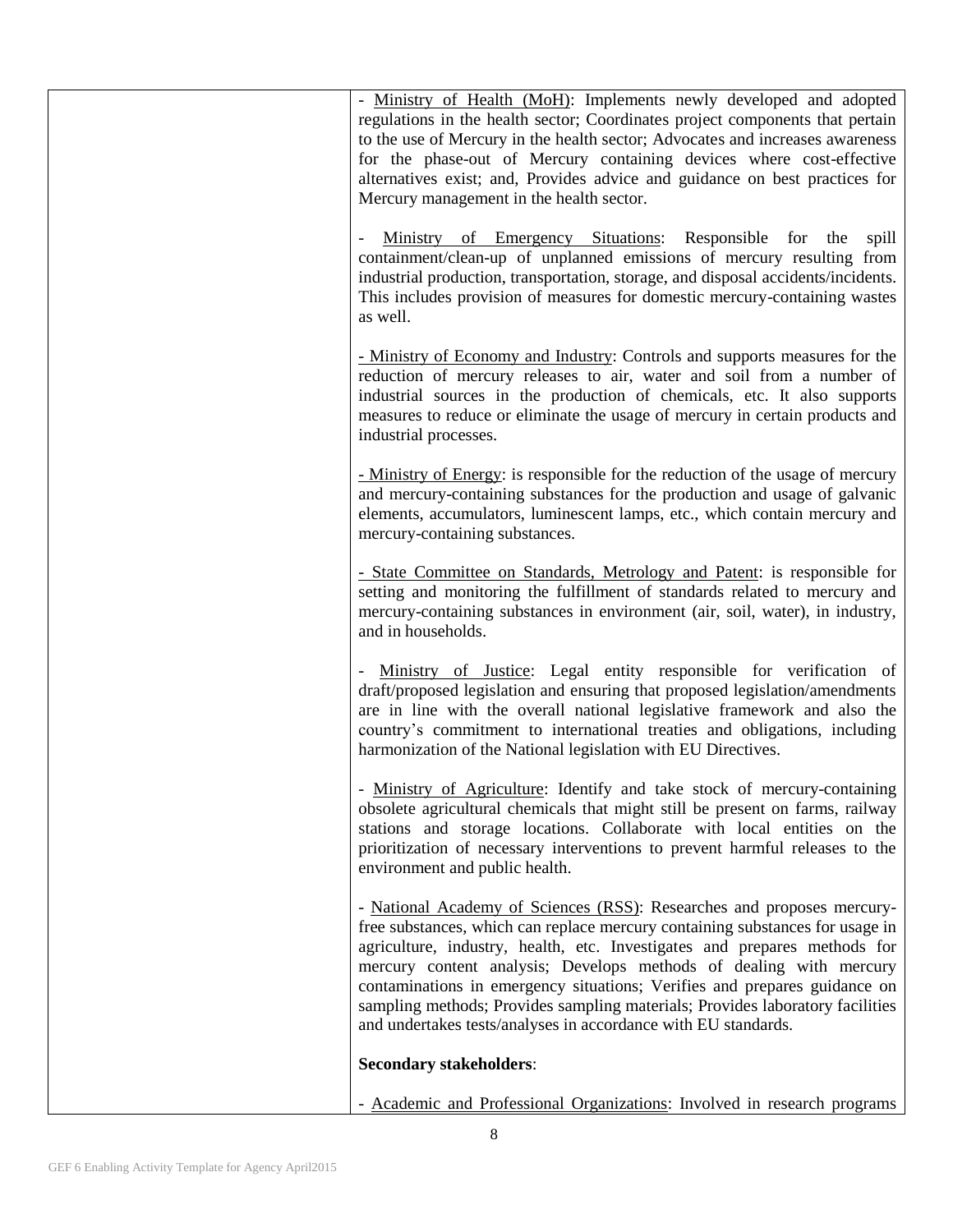| | - <u>Ministry of Health (MoH)</u>: Implements newly developed and adopted regulations in the health sector; Coordinates project components that pertain to the use of Mercury in the health sector; Advocates and increases awareness for the phase-out of Mercury containing devices where cost-effective alternatives exist; and, Provides advice and guidance on best practices for Mercury management in the health sector.<br><br>- <u>Ministry of Emergency Situations</u>: Responsible for the spill containment/clean-up of unplanned emissions of mercury resulting from industrial production, transportation, storage, and disposal accidents/incidents. This includes provision of measures for domestic mercury-containing wastes as well.<br><br><u>- Ministry of Economy and Industry</u>: Controls and supports measures for the reduction of mercury releases to air, water and soil from a number of industrial sources in the production of chemicals, etc. It also supports measures to reduce or eliminate the usage of mercury in certain products and industrial processes.<br><br><u>- Ministry of Energy</u>: is responsible for the reduction of the usage of mercury and mercury-containing substances for the production and usage of galvanic elements, accumulators, luminescent lamps, etc., which contain mercury and mercury-containing substances.<br><br><u>- State Committee on Standards, Metrology and Patent</u>: is responsible for setting and monitoring the fulfillment of standards related to mercury and mercury-containing substances in environment (air, soil, water), in industry, and in households.<br><br>- <u>Ministry of Justice</u>: Legal entity responsible for verification of draft/proposed legislation and ensuring that proposed legislation/amendments are in line with the overall national legislative framework and also the country's commitment to international treaties and obligations, including harmonization of the National legislation with EU Directives.<br><br>- <u>Ministry of Agriculture</u>: Identify and take stock of mercury-containing obsolete agricultural chemicals that might still be present on farms, railway stations and storage locations. Collaborate with local entities on the prioritization of necessary interventions to prevent harmful releases to the environment and public health.<br><br>- <u>National Academy of Sciences (RSS)</u>: Researches and proposes mercury-free substances, which can replace mercury containing substances for usage in agriculture, industry, health, etc. Investigates and prepares methods for mercury content analysis; Develops methods of dealing with mercury contaminations in emergency situations; Verifies and prepares guidance on sampling methods; Provides sampling materials; Provides laboratory facilities and undertakes tests/analyses in accordance with EU standards.<br><br>**Secondary stakeholders**:<br><br>- <u>Academic and Professional Organizations</u>: Involved in research programs |
|---|---|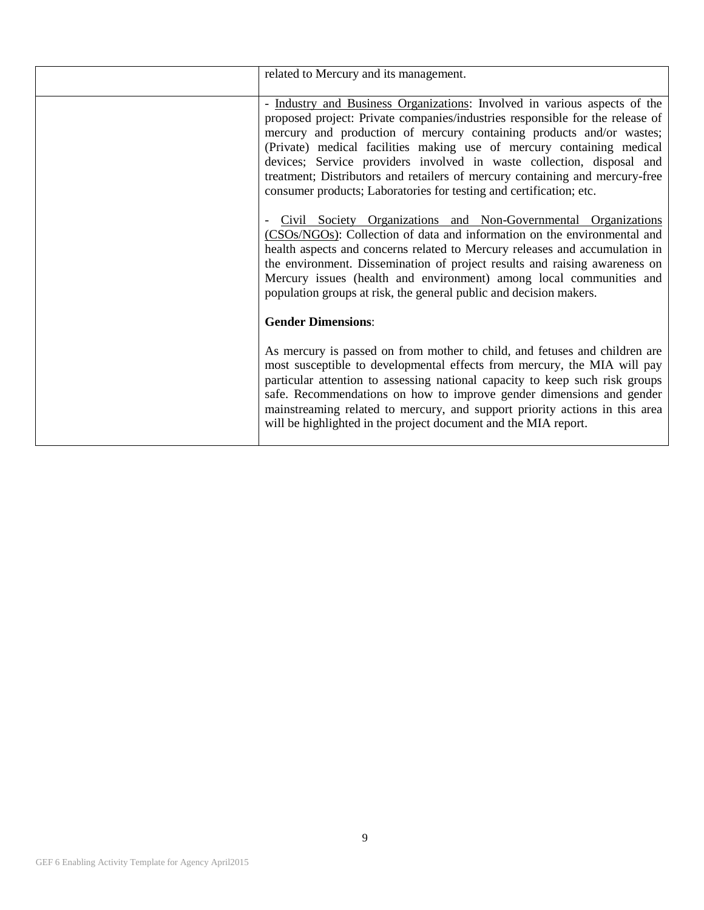| | |
|---|---|
| | related to Mercury and its management. |
| | - <u>Industry and Business Organizations</u>: Involved in various aspects of the proposed project: Private companies/industries responsible for the release of mercury and production of mercury containing products and/or wastes; (Private) medical facilities making use of mercury containing medical devices; Service providers involved in waste collection, disposal and treatment; Distributors and retailers of mercury containing and mercury-free consumer products; Laboratories for testing and certification; etc.<br><br>- <u>Civil Society Organizations and Non-Governmental Organizations (CSOs/NGOs)</u>: Collection of data and information on the environmental and health aspects and concerns related to Mercury releases and accumulation in the environment. Dissemination of project results and raising awareness on Mercury issues (health and environment) among local communities and population groups at risk, the general public and decision makers.<br><br>**Gender Dimensions**:<br><br>As mercury is passed on from mother to child, and fetuses and children are most susceptible to developmental effects from mercury, the MIA will pay particular attention to assessing national capacity to keep such risk groups safe. Recommendations on how to improve gender dimensions and gender mainstreaming related to mercury, and support priority actions in this area will be highlighted in the project document and the MIA report. |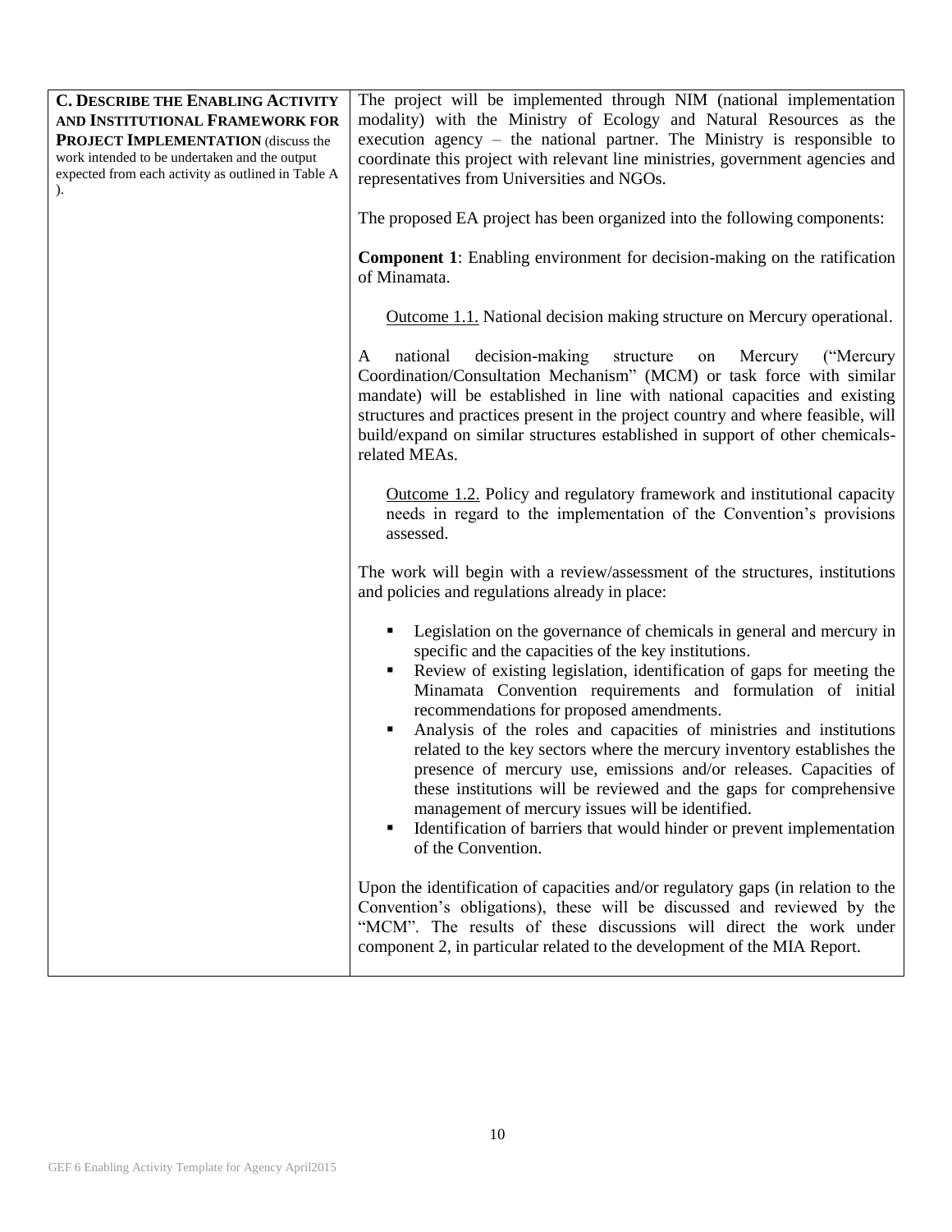| **C. Describe the Enabling Activity and Institutional Framework for Project Implementation** (discuss the work intended to be undertaken and the output expected from each activity as outlined in Table A ). | The project will be implemented through NIM (national implementation modality) with the Ministry of Ecology and Natural Resources as the execution agency – the national partner. The Ministry is responsible to coordinate this project with relevant line ministries, government agencies and representatives from Universities and NGOs.<br><br>The proposed EA project has been organized into the following components:<br><br>**Component 1**: Enabling environment for decision-making on the ratification of Minamata.<br><br>Outcome 1.1. National decision making structure on Mercury operational.<br><br>A national decision-making structure on Mercury ("Mercury Coordination/Consultation Mechanism" (MCM) or task force with similar mandate) will be established in line with national capacities and existing structures and practices present in the project country and where feasible, will build/expand on similar structures established in support of other chemicals-related MEAs.<br><br>Outcome 1.2. Policy and regulatory framework and institutional capacity needs in regard to the implementation of the Convention's provisions assessed.<br><br>The work will begin with a review/assessment of the structures, institutions and policies and regulations already in place:<br><br>▪ Legislation on the governance of chemicals in general and mercury in specific and the capacities of the key institutions.<br>▪ Review of existing legislation, identification of gaps for meeting the Minamata Convention requirements and formulation of initial recommendations for proposed amendments.<br>▪ Analysis of the roles and capacities of ministries and institutions related to the key sectors where the mercury inventory establishes the presence of mercury use, emissions and/or releases. Capacities of these institutions will be reviewed and the gaps for comprehensive management of mercury issues will be identified.<br>▪ Identification of barriers that would hinder or prevent implementation of the Convention.<br><br>Upon the identification of capacities and/or regulatory gaps (in relation to the Convention's obligations), these will be discussed and reviewed by the "MCM". The results of these discussions will direct the work under component 2, in particular related to the development of the MIA Report. |
|---|---|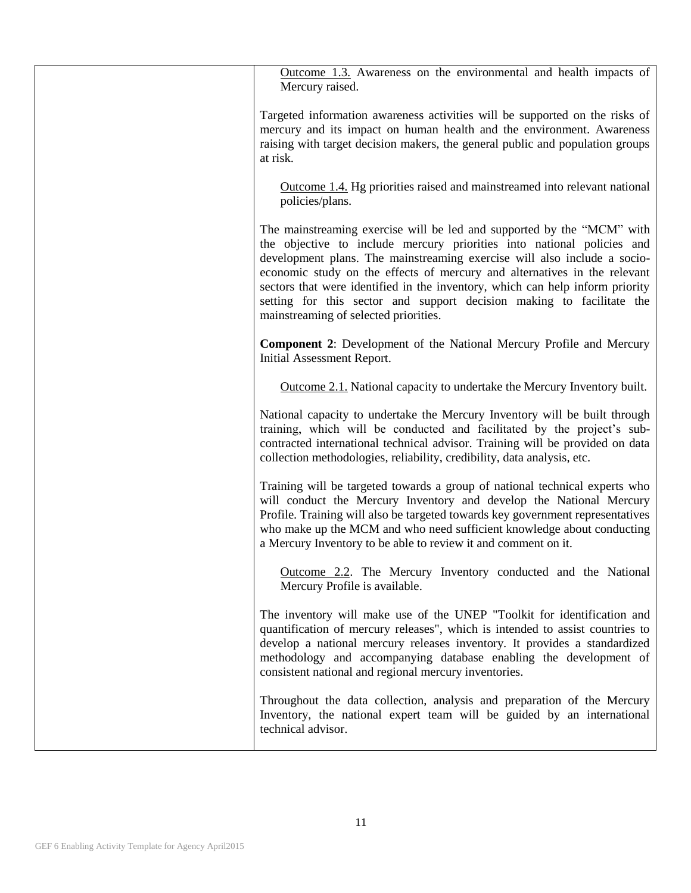| | Outcome 1.3. Awareness on the environmental and health impacts of Mercury raised.<br><br>Targeted information awareness activities will be supported on the risks of mercury and its impact on human health and the environment. Awareness raising with target decision makers, the general public and population groups at risk.<br><br>Outcome 1.4. Hg priorities raised and mainstreamed into relevant national policies/plans.<br><br>The mainstreaming exercise will be led and supported by the "MCM" with the objective to include mercury priorities into national policies and development plans. The mainstreaming exercise will also include a socio-economic study on the effects of mercury and alternatives in the relevant sectors that were identified in the inventory, which can help inform priority setting for this sector and support decision making to facilitate the mainstreaming of selected priorities.<br><br>**Component 2**: Development of the National Mercury Profile and Mercury Initial Assessment Report.<br><br>Outcome 2.1. National capacity to undertake the Mercury Inventory built.<br><br>National capacity to undertake the Mercury Inventory will be built through training, which will be conducted and facilitated by the project's sub-contracted international technical advisor. Training will be provided on data collection methodologies, reliability, credibility, data analysis, etc.<br><br>Training will be targeted towards a group of national technical experts who will conduct the Mercury Inventory and develop the National Mercury Profile. Training will also be targeted towards key government representatives who make up the MCM and who need sufficient knowledge about conducting a Mercury Inventory to be able to review it and comment on it.<br><br>Outcome 2.2. The Mercury Inventory conducted and the National Mercury Profile is available.<br><br>The inventory will make use of the UNEP "Toolkit for identification and quantification of mercury releases", which is intended to assist countries to develop a national mercury releases inventory. It provides a standardized methodology and accompanying database enabling the development of consistent national and regional mercury inventories.<br><br>Throughout the data collection, analysis and preparation of the Mercury Inventory, the national expert team will be guided by an international technical advisor. |
|---|---|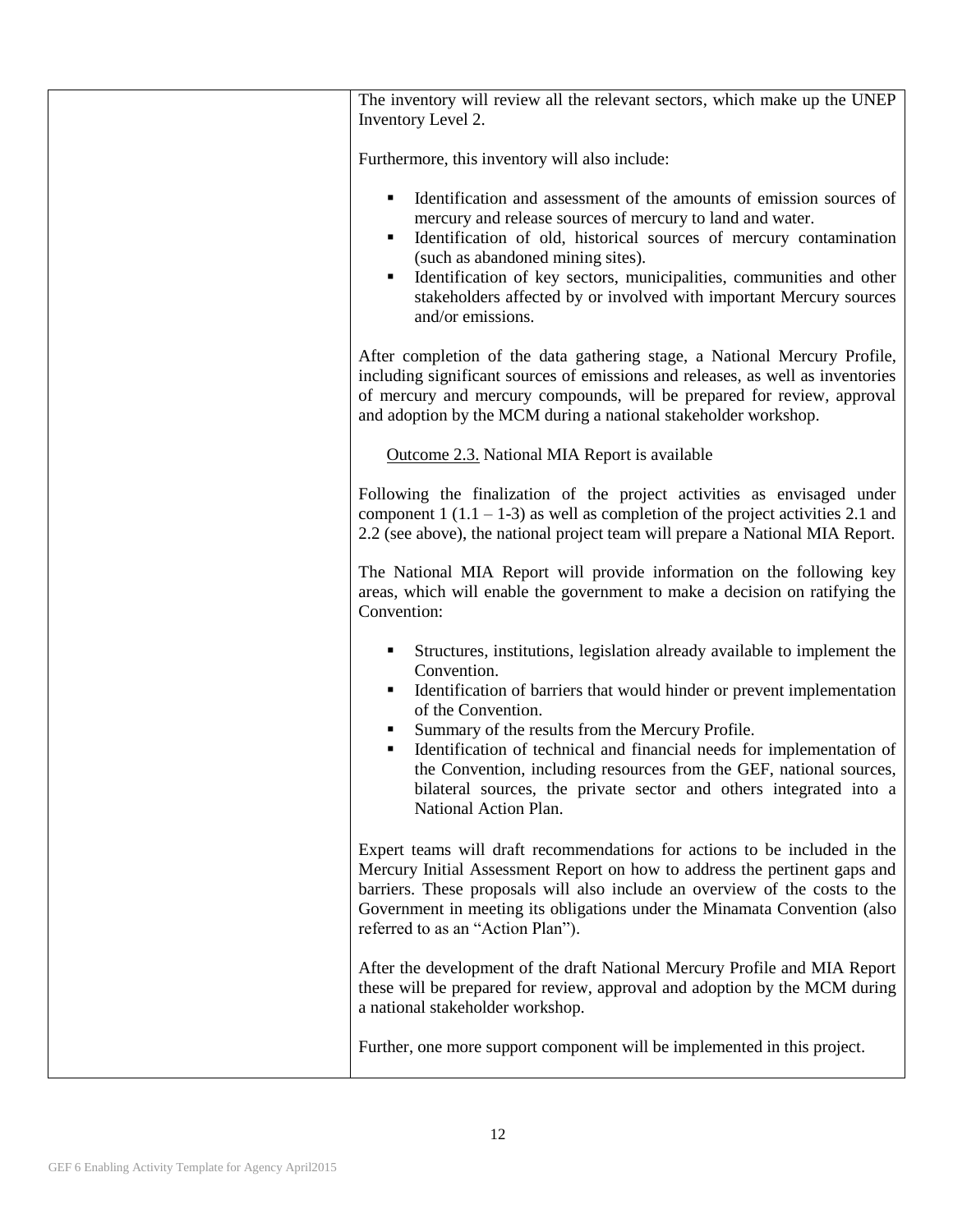| | The inventory will review all the relevant sectors, which make up the UNEP Inventory Level 2.<br><br>Furthermore, this inventory will also include:<br><br>▪ Identification and assessment of the amounts of emission sources of mercury and release sources of mercury to land and water.<br>▪ Identification of old, historical sources of mercury contamination (such as abandoned mining sites).<br>▪ Identification of key sectors, municipalities, communities and other stakeholders affected by or involved with important Mercury sources and/or emissions.<br><br>After completion of the data gathering stage, a National Mercury Profile, including significant sources of emissions and releases, as well as inventories of mercury and mercury compounds, will be prepared for review, approval and adoption by the MCM during a national stakeholder workshop.<br><br>Outcome 2.3. National MIA Report is available<br><br>Following the finalization of the project activities as envisaged under component 1 (1.1 – 1-3) as well as completion of the project activities 2.1 and 2.2 (see above), the national project team will prepare a National MIA Report.<br><br>The National MIA Report will provide information on the following key areas, which will enable the government to make a decision on ratifying the Convention:<br><br>▪ Structures, institutions, legislation already available to implement the Convention.<br>▪ Identification of barriers that would hinder or prevent implementation of the Convention.<br>▪ Summary of the results from the Mercury Profile.<br>▪ Identification of technical and financial needs for implementation of the Convention, including resources from the GEF, national sources, bilateral sources, the private sector and others integrated into a National Action Plan.<br><br>Expert teams will draft recommendations for actions to be included in the Mercury Initial Assessment Report on how to address the pertinent gaps and barriers. These proposals will also include an overview of the costs to the Government in meeting its obligations under the Minamata Convention (also referred to as an "Action Plan").<br><br>After the development of the draft National Mercury Profile and MIA Report these will be prepared for review, approval and adoption by the MCM during a national stakeholder workshop.<br><br>Further, one more support component will be implemented in this project. |
|---|---|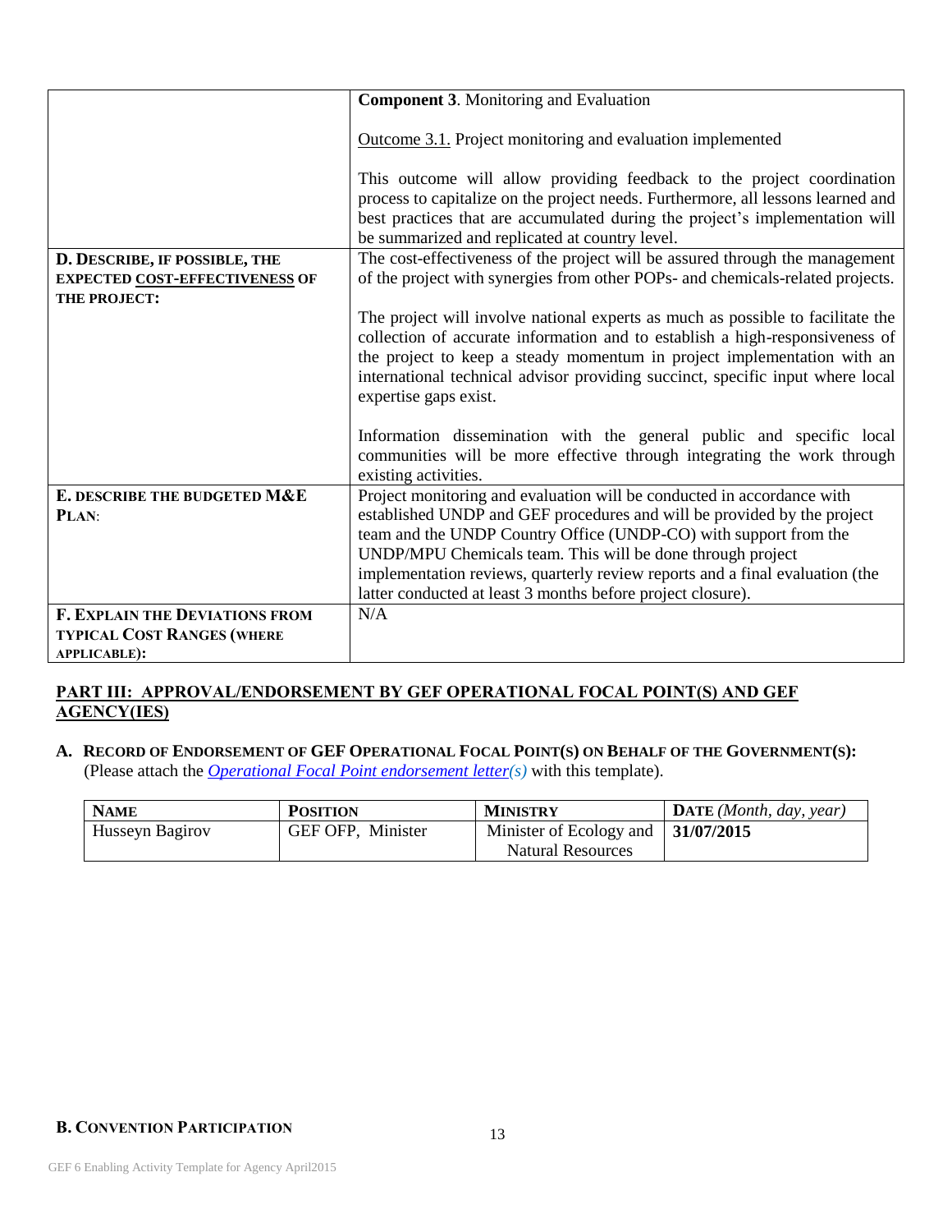| | |
|---|---|
| | **Component 3**. Monitoring and Evaluation<br><br>Outcome 3.1. Project monitoring and evaluation implemented<br><br>This outcome will allow providing feedback to the project coordination process to capitalize on the project needs. Furthermore, all lessons learned and best practices that are accumulated during the project's implementation will be summarized and replicated at country level. |
| **D. DESCRIBE, IF POSSIBLE, THE EXPECTED COST-EFFECTIVENESS OF THE PROJECT:** | The cost-effectiveness of the project will be assured through the management of the project with synergies from other POPs- and chemicals-related projects.<br><br>The project will involve national experts as much as possible to facilitate the collection of accurate information and to establish a high-responsiveness of the project to keep a steady momentum in project implementation with an international technical advisor providing succinct, specific input where local expertise gaps exist.<br><br>Information dissemination with the general public and specific local communities will be more effective through integrating the work through existing activities. |
| **E. DESCRIBE THE BUDGETED M&E PLAN**: | Project monitoring and evaluation will be conducted in accordance with established UNDP and GEF procedures and will be provided by the project team and the UNDP Country Office (UNDP-CO) with support from the UNDP/MPU Chemicals team. This will be done through project implementation reviews, quarterly review reports and a final evaluation (the latter conducted at least 3 months before project closure). |
| **F. EXPLAIN THE DEVIATIONS FROM TYPICAL COST RANGES (WHERE APPLICABLE):** | N/A |

## PART III: APPROVAL/ENDORSEMENT BY GEF OPERATIONAL FOCAL POINT(S) AND GEF AGENCY(IES)

**A. RECORD OF ENDORSEMENT OF GEF OPERATIONAL FOCAL POINT(S) ON BEHALF OF THE GOVERNMENT(S):** (Please attach the *Operational Focal Point endorsement letter(s)* with this template).

| NAME | POSITION | MINISTRY | DATE *(Month, day, year)* |
|---|---|---|---|
| Husseyn Bagirov | GEF OFP, Minister | Minister of Ecology and Natural Resources | **31/07/2015** |

**B. CONVENTION PARTICIPATION**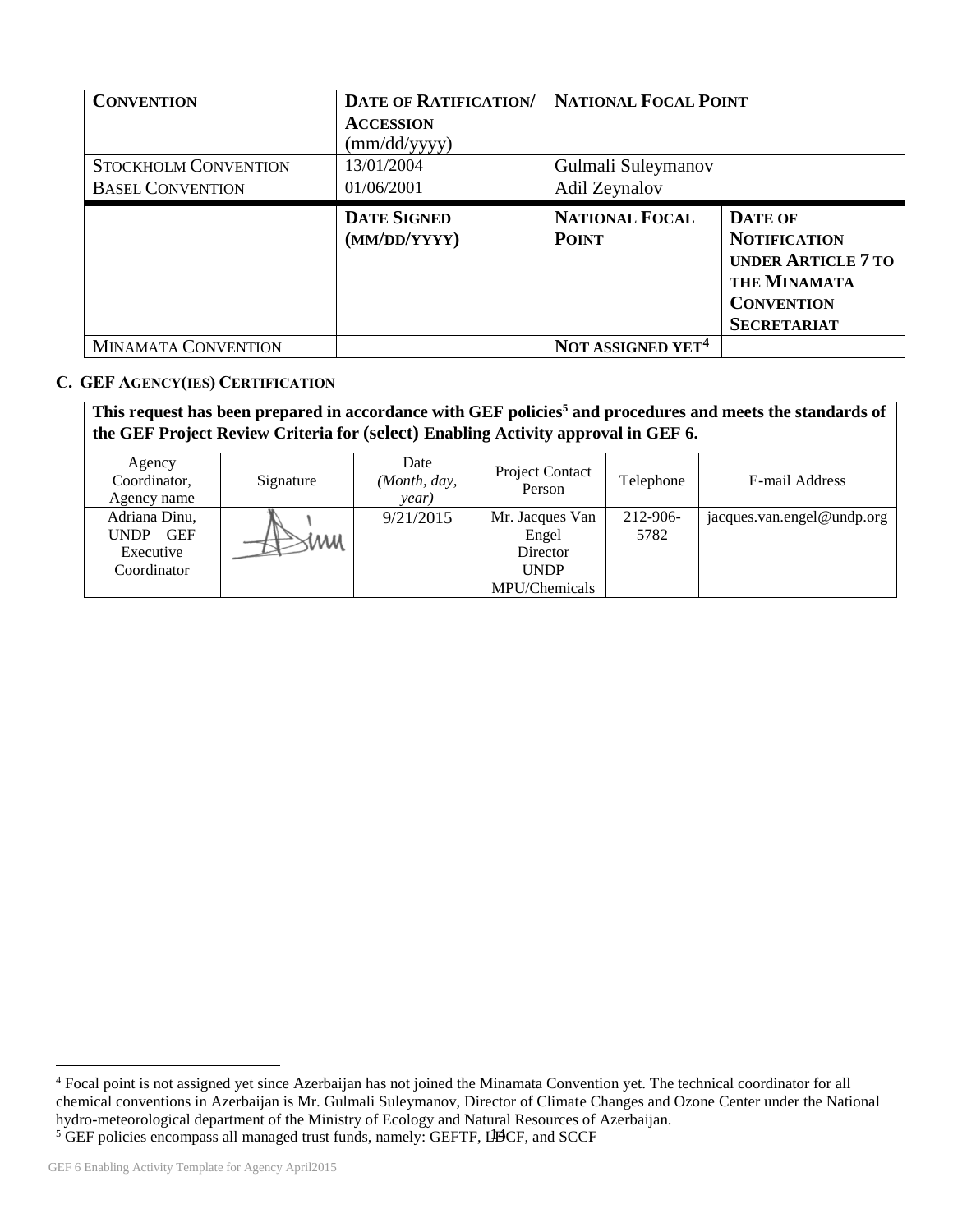| **CONVENTION** | **DATE OF RATIFICATION/ ACCESSION** (mm/dd/yyyy) | **NATIONAL FOCAL POINT** | |
|---|---|---|---|
| STOCKHOLM CONVENTION | 13/01/2004 | Gulmali Suleymanov | |
| BASEL CONVENTION | 01/06/2001 | Adil Zeynalov | |
| | **DATE SIGNED (MM/DD/YYYY)** | **NATIONAL FOCAL POINT** | **DATE OF NOTIFICATION UNDER ARTICLE 7 TO THE MINAMATA CONVENTION SECRETARIAT** |
| MINAMATA CONVENTION | | **NOT ASSIGNED YET**[4] | |

## C. GEF AGENCY(IES) CERTIFICATION

| **This request has been prepared in accordance with GEF policies[5] and procedures and meets the standards of the GEF Project Review Criteria for (select) Enabling Activity approval in GEF 6.** | | | | | |
|---|---|---|---|---|---|
| Agency Coordinator, Agency name | Signature | Date *(Month, day, year)* | Project Contact Person | Telephone | E-mail Address |
| Adriana Dinu, UNDP – GEF Executive Coordinator | | 9/21/2015 | Mr. Jacques Van Engel Director UNDP MPU/Chemicals | 212-906-5782 | jacques.van.engel@undp.org |

[4] Focal point is not assigned yet since Azerbaijan has not joined the Minamata Convention yet. The technical coordinator for all chemical conventions in Azerbaijan is Mr. Gulmali Suleymanov, Director of Climate Changes and Ozone Center under the National hydro-meteorological department of the Ministry of Ecology and Natural Resources of Azerbaijan.

[5] GEF policies encompass all managed trust funds, namely: GEFTF, LDCF, and SCCF